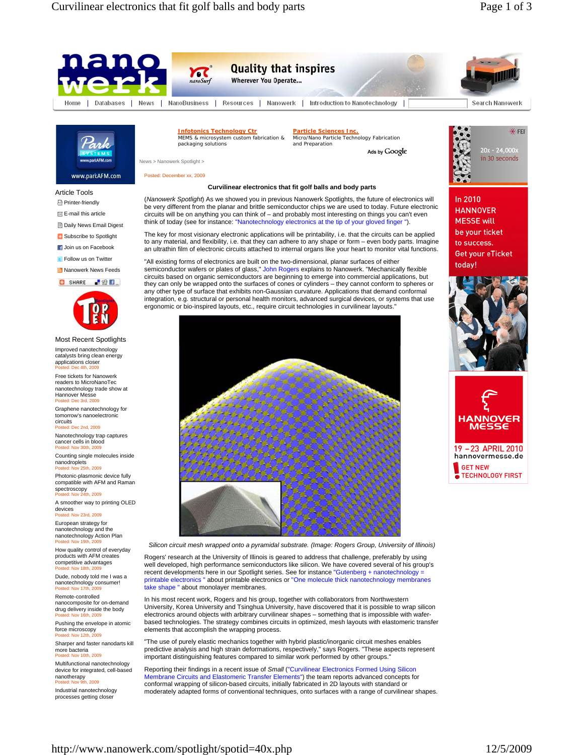Home | Databases | News | NanoBusiness | Resources | Nanowerk | Introduction to Nanotechnology | Search Nanowerk

**Infotonics Technology Ctr**
MEMS & microsystem custom fabrication & packaging solutions

**Particle Sciences Inc.**
Micro/Nano Particle Technology Fabrication and Preparation

Ads by Google

News > Nanowerk Spotlight >

Posted: December xx, 2009

## Curvilinear electronics that fit golf balls and body parts

(*Nanowerk Spotlight*) As we showed you in previous Nanowerk Spotlights, the future of electronics will be very different from the planar and brittle semiconductor chips we are used to today. Future electronic circuits will be on anything you can think of – and probably most interesting on things you can't even think of today (see for instance: "Nanotechnology electronics at the tip of your gloved finger ").

The key for most visionary electronic applications will be printability, i.e. that the circuits can be applied to any material, and flexibility, i.e. that they can adhere to any shape or form – even body parts. Imagine an ultrathin film of electronic circuits attached to internal organs like your heart to monitor vital functions.

"All existing forms of electronics are built on the two-dimensional, planar surfaces of either semiconductor wafers or plates of glass," John Rogers explains to Nanowerk. "Mechanically flexible circuits based on organic semiconductors are beginning to emerge into commercial applications, but they can only be wrapped onto the surfaces of cones or cylinders – they cannot conform to spheres or any other type of surface that exhibits non-Gaussian curvature. Applications that demand conformal integration, e.g. structural or personal health monitors, advanced surgical devices, or systems that use ergonomic or bio-inspired layouts, etc., require circuit technologies in curvilinear layouts."

*Silicon circuit mesh wrapped onto a pyramidal substrate. (Image: Rogers Group, University of Illinois)*

Rogers' research at the University of Illinois is geared to address that challenge, preferably by using well developed, high performance semiconductors like silicon. We have covered several of his group's recent developments here in our Spotlight series. See for instance "Gutenberg + nanotechnology = printable electronics " about printable electronics or "One molecule thick nanotechnology membranes take shape " about monolayer membranes.

In his most recent work, Rogers and his group, together with collaborators from Northwestern University, Korea University and Tsinghua University, have discovered that it is possible to wrap silicon electronics around objects with arbitrary curvilinear shapes – something that is impossible with wafer-based technologies. The strategy combines circuits in optimized, mesh layouts with elastomeric transfer elements that accomplish the wrapping process.

"The use of purely elastic mechanics together with hybrid plastic/inorganic circuit meshes enables predictive analysis and high strain deformations, respectively," says Rogers. "These aspects represent important distinguishing features compared to similar work performed by other groups."

Reporting their findings in a recent issue of *Small* ("Curvilinear Electronics Formed Using Silicon Membrane Circuits and Elastomeric Transfer Elements") the team reports advanced concepts for conformal wrapping of silicon-based circuits, initially fabricated in 2D layouts with standard or moderately adapted forms of conventional techniques, onto surfaces with a range of curvilinear shapes.

### Article Tools

- Printer-friendly
- E-mail this article
- Daily News Email Digest
- Subscribe to Spotlight
- Join us on Facebook
- Follow us on Twitter
- Nanowerk News Feeds

### Most Recent Spotlights

- Improved nanotechnology catalysts bring clean energy applications closer
  Posted: Dec 4th, 2009
- Free tickets for Nanowerk readers to MicroNanoTec nanotechnology trade show at Hannover Messe
  Posted: Dec 3rd, 2009
- Graphene nanotechnology for tomorrow's nanoelectronic circuits
  Posted: Dec 2nd, 2009
- Nanotechnology trap captures cancer cells in blood
  Posted: Nov 30th, 2009
- Counting single molecules inside nanodroplets
  Posted: Nov 25th, 2009
- Photonic-plasmonic device fully compatible with AFM and Raman spectroscopy
  Posted: Nov 24th, 2009
- A smoother way to printing OLED devices
  Posted: Nov 23rd, 2009
- European strategy for nanotechnology and the nanotechnology Action Plan
  Posted: Nov 19th, 2009
- How quality control of everyday products with AFM creates competitive advantages
  Posted: Nov 18th, 2009
- Dude, nobody told me I was a nanotechnology consumer!
  Posted: Nov 17th, 2009
- Remote-controlled nanocomposite for on-demand drug delivery inside the body
  Posted: Nov 16th, 2009
- Pushing the envelope in atomic force microscopy
  Posted: Nov 12th, 2009
- Sharper and faster nanodarts kill more bacteria
  Posted: Nov 10th, 2009
- Multifunctional nanotechnology device for integrated, cell-based nanotherapy
  Posted: Nov 9th, 2009
- Industrial nanotechnology processes getting closer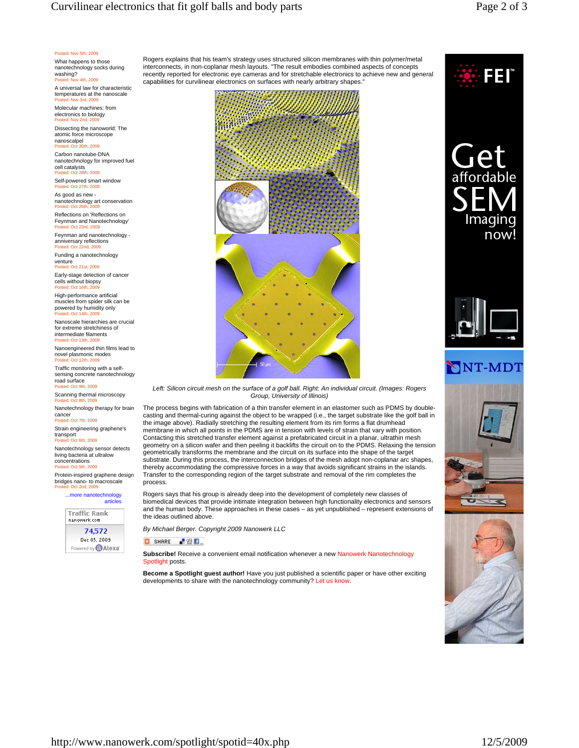Posted: Nov 5th, 2009

What happens to those nanotechnology socks during washing?
Posted: Nov 4th, 2009

A universal law for characteristic temperatures at the nanoscale
Posted: Nov 3rd, 2009

Molecular machines: from electronics to biology
Posted: Nov 2nd, 2009

Dissecting the nanoworld: The atomic force microscope nanoscalpel
Posted: Oct 30th, 2009

Carbon nanotube-DNA nanotechnology for improved fuel cell catalysts
Posted: Oct 28th, 2009

Self-powered smart window
Posted: Oct 27th, 2009

As good as new - nanotechnology art conservation
Posted: Oct 26th, 2009

Reflections on 'Reflections on Feynman and Nanotechnology'
Posted: Oct 23rd, 2009

Feynman and nanotechnology - anniversary reflections
Posted: Oct 22nd, 2009

Funding a nanotechnology venture
Posted: Oct 21st, 2009

Early-stage detection of cancer cells without biopsy
Posted: Oct 16th, 2009

High-performance artificial muscles from spider silk can be powered by humidity only
Posted: Oct 14th, 2009

Nanoscale hierarchies are crucial for extreme stretchiness of intermediate filaments
Posted: Oct 13th, 2009

Nanoengineered thin films lead to novel plasmonic modes
Posted: Oct 12th, 2009

Traffic monitoring with a self-sensing concrete nanotechnology road surface
Posted: Oct 9th, 2009

Scanning thermal microscopy
Posted: Oct 8th, 2009

Nanotechnology therapy for brain cancer
Posted: Oct 7th, 2009

Strain engineering graphene's transport
Posted: Oct 6th, 2009

Nanotechnology sensor detects living bacteria at ultralow concentrations
Posted: Oct 5th, 2009

Protein-inspired graphene design bridges nano- to macroscale
Posted: Oct 2nd, 2009

...more nanotechnology articles

Traffic Rank nanowerk.com 74,572 Dec 05, 2009 Powered by Alexa

Rogers explains that his team's strategy uses structured silicon membranes with thin polymer/metal interconnects, in non-coplanar mesh layouts. "The result embodies combined aspects of concepts recently reported for electronic eye cameras and for stretchable electronics to achieve new and general capabilities for curvilinear electronics on surfaces with nearly arbitrary shapes."

*Left: Silicon circuit mesh on the surface of a golf ball. Right: An individual circuit. (Images: Rogers Group, University of Illinois)*

The process begins with fabrication of a thin transfer element in an elastomer such as PDMS by double-casting and thermal-curing against the object to be wrapped (i.e., the target substrate like the golf ball in the image above). Radially stretching the resulting element from its rim forms a flat drumhead membrane in which all points in the PDMS are in tension with levels of strain that vary with position. Contacting this stretched transfer element against a prefabricated circuit in a planar, ultrathin mesh geometry on a silicon wafer and then peeling it backlifts the circuit on to the PDMS. Relaxing the tension geometrically transforms the membrane and the circuit on its surface into the shape of the target substrate. During this process, the interconnection bridges of the mesh adopt non-coplanar arc shapes, thereby accommodating the compressive forces in a way that avoids significant strains in the islands. Transfer to the corresponding region of the target substrate and removal of the rim completes the process.

Rogers says that his group is already deep into the development of completely new classes of biomedical devices that provide intimate integration between high functionality electronics and sensors and the human body. These approaches in these cases – as yet unpublished – represent extensions of the ideas outlined above.

*By Michael Berger. Copyright 2009 Nanowerk LLC*

**Subscribe!** Receive a convenient email notification whenever a new Nanowerk Nanotechnology Spotlight posts.

**Become a Spotlight guest author!** Have you just published a scientific paper or have other exciting developments to share with the nanotechnology community? Let us know.

FEI Get affordable SEM Imaging now!

NT-MDT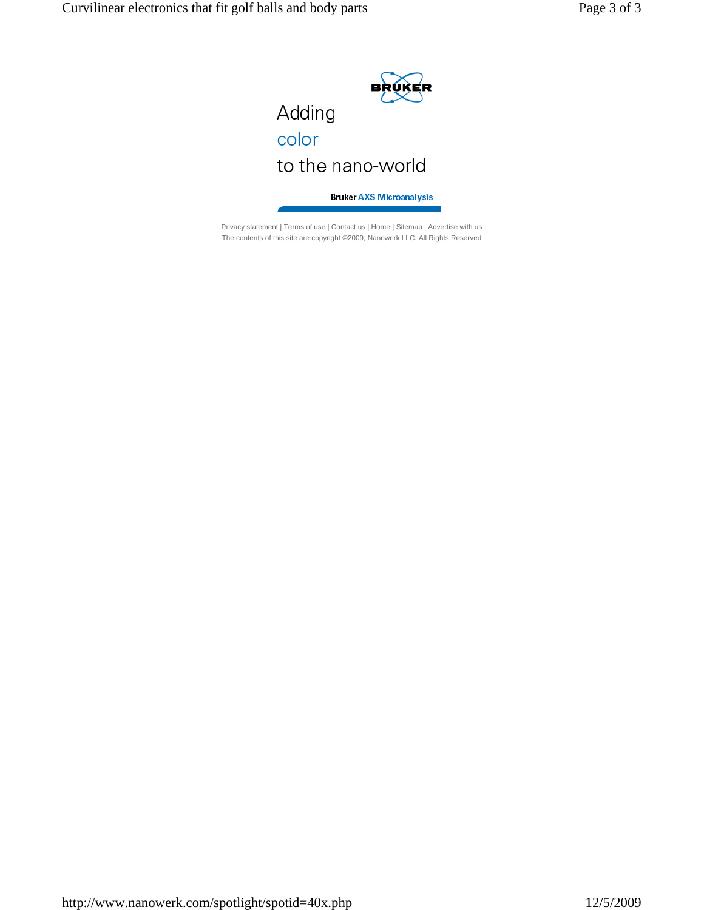BRUKER

Adding
color
to the nano-world

Bruker AXS Microanalysis

Privacy statement | Terms of use | Contact us | Home | Sitemap | Advertise with us
The contents of this site are copyright ©2009, Nanowerk LLC. All Rights Reserved